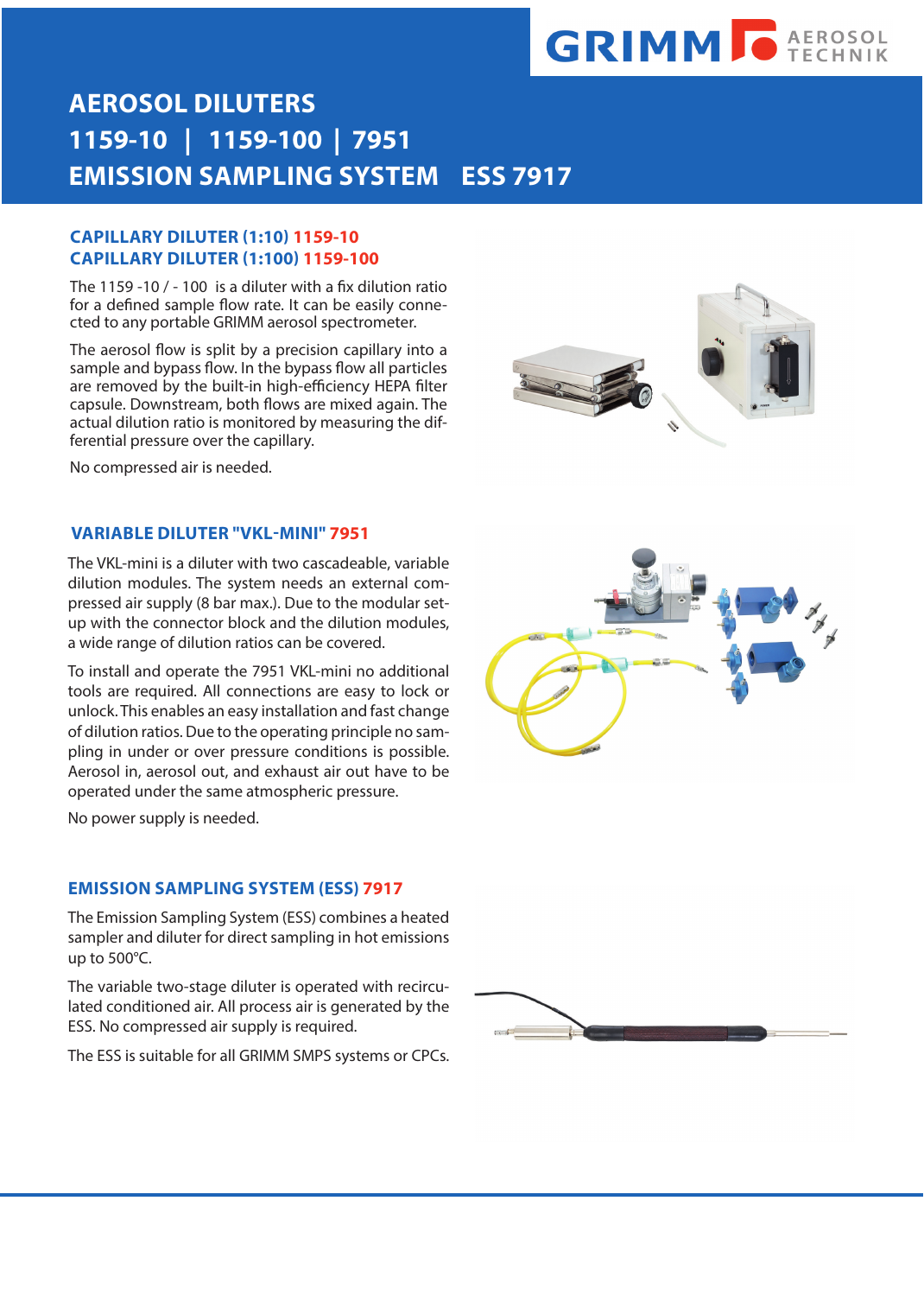# AEROSOL DILUTERS
# 1159-10 | 1159-100 | 7951
# EMISSION SAMPLING SYSTEM ESS 7917

## CAPILLARY DILUTER (1:10) 1159-10
## CAPILLARY DILUTER (1:100) 1159-100

The 1159 -10 / - 100 is a diluter with a fix dilution ratio for a defined sample flow rate. It can be easily connected to any portable GRIMM aerosol spectrometer.

The aerosol flow is split by a precision capillary into a sample and bypass flow. In the bypass flow all particles are removed by the built-in high-efficiency HEPA filter capsule. Downstream, both flows are mixed again. The actual dilution ratio is monitored by measuring the differential pressure over the capillary.

No compressed air is needed.

## VARIABLE DILUTER "VKL-MINI" 7951

The VKL-mini is a diluter with two cascadeable, variable dilution modules. The system needs an external compressed air supply (8 bar max.). Due to the modular set-up with the connector block and the dilution modules, a wide range of dilution ratios can be covered.

To install and operate the 7951 VKL-mini no additional tools are required. All connections are easy to lock or unlock. This enables an easy installation and fast change of dilution ratios. Due to the operating principle no sampling in under or over pressure conditions is possible. Aerosol in, aerosol out, and exhaust air out have to be operated under the same atmospheric pressure.

No power supply is needed.

## EMISSION SAMPLING SYSTEM (ESS) 7917

The Emission Sampling System (ESS) combines a heated sampler and diluter for direct sampling in hot emissions up to 500°C.

The variable two-stage diluter is operated with recirculated conditioned air. All process air is generated by the ESS. No compressed air supply is required.

The ESS is suitable for all GRIMM SMPS systems or CPCs.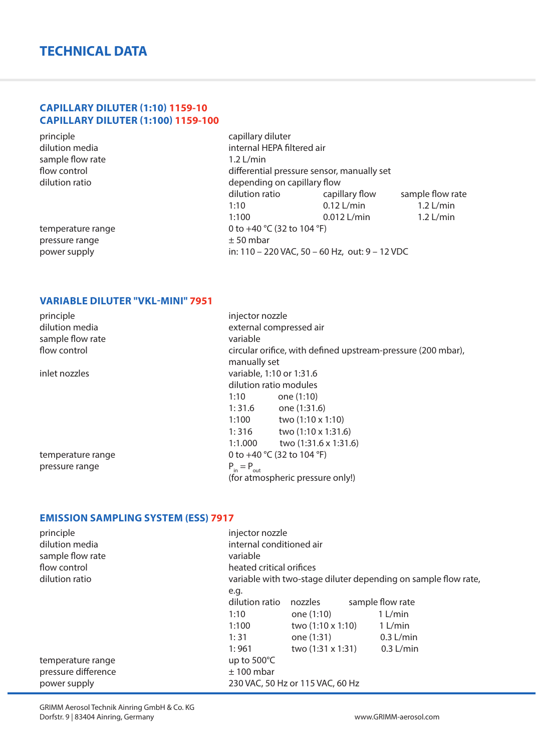# TECHNICAL DATA

## CAPILLARY DILUTER (1:10) 1159-10
## CAPILLARY DILUTER (1:100) 1159-100

| | |
|---|---|
| principle | capillary diluter |
| dilution media | internal HEPA filtered air |
| sample flow rate | 1.2 L/min |
| flow control | differential pressure sensor, manually set |
| dilution ratio | depending on capillary flow |

| dilution ratio | capillary flow | sample flow rate |
|---|---|---|
| 1:10 | 0.12 L/min | 1.2 L/min |
| 1:100 | 0.012 L/min | 1.2 L/min |

| | |
|---|---|
| temperature range | 0 to +40 °C (32 to 104 °F) |
| pressure range | ± 50 mbar |
| power supply | in: 110 – 220 VAC, 50 – 60 Hz, out: 9 – 12 VDC |

## VARIABLE DILUTER "VKL-MINI" 7951

| | |
|---|---|
| principle | injector nozzle |
| dilution media | external compressed air |
| sample flow rate | variable |
| flow control | circular orifice, with defined upstream-pressure (200 mbar), manually set |
| inlet nozzles | variable, 1:10 or 1:31.6 |

dilution ratio modules

| | |
|---|---|
| 1:10 | one (1:10) |
| 1: 31.6 | one (1:31.6) |
| 1:100 | two (1:10 x 1:10) |
| 1: 316 | two (1:10 x 1:31.6) |
| 1:1.000 | two (1:31.6 x 1:31.6) |

| | |
|---|---|
| temperature range | 0 to +40 °C (32 to 104 °F) |
| pressure range | $P_{in} = P_{out}$ (for atmospheric pressure only!) |

## EMISSION SAMPLING SYSTEM (ESS) 7917

| | |
|---|---|
| principle | injector nozzle |
| dilution media | internal conditioned air |
| sample flow rate | variable |
| flow control | heated critical orifices |
| dilution ratio | variable with two-stage diluter depending on sample flow rate, e.g. |

| dilution ratio | nozzles | sample flow rate |
|---|---|---|
| 1:10 | one (1:10) | 1 L/min |
| 1:100 | two (1:10 x 1:10) | 1 L/min |
| 1: 31 | one (1:31) | 0.3 L/min |
| 1: 961 | two (1:31 x 1:31) | 0.3 L/min |

| | |
|---|---|
| temperature range | up to 500°C |
| pressure difference | ± 100 mbar |
| power supply | 230 VAC, 50 Hz or 115 VAC, 60 Hz |

GRIMM Aerosol Technik Ainring GmbH & Co. KG
Dorfstr. 9 | 83404 Ainring, Germany

www.GRIMM-aerosol.com